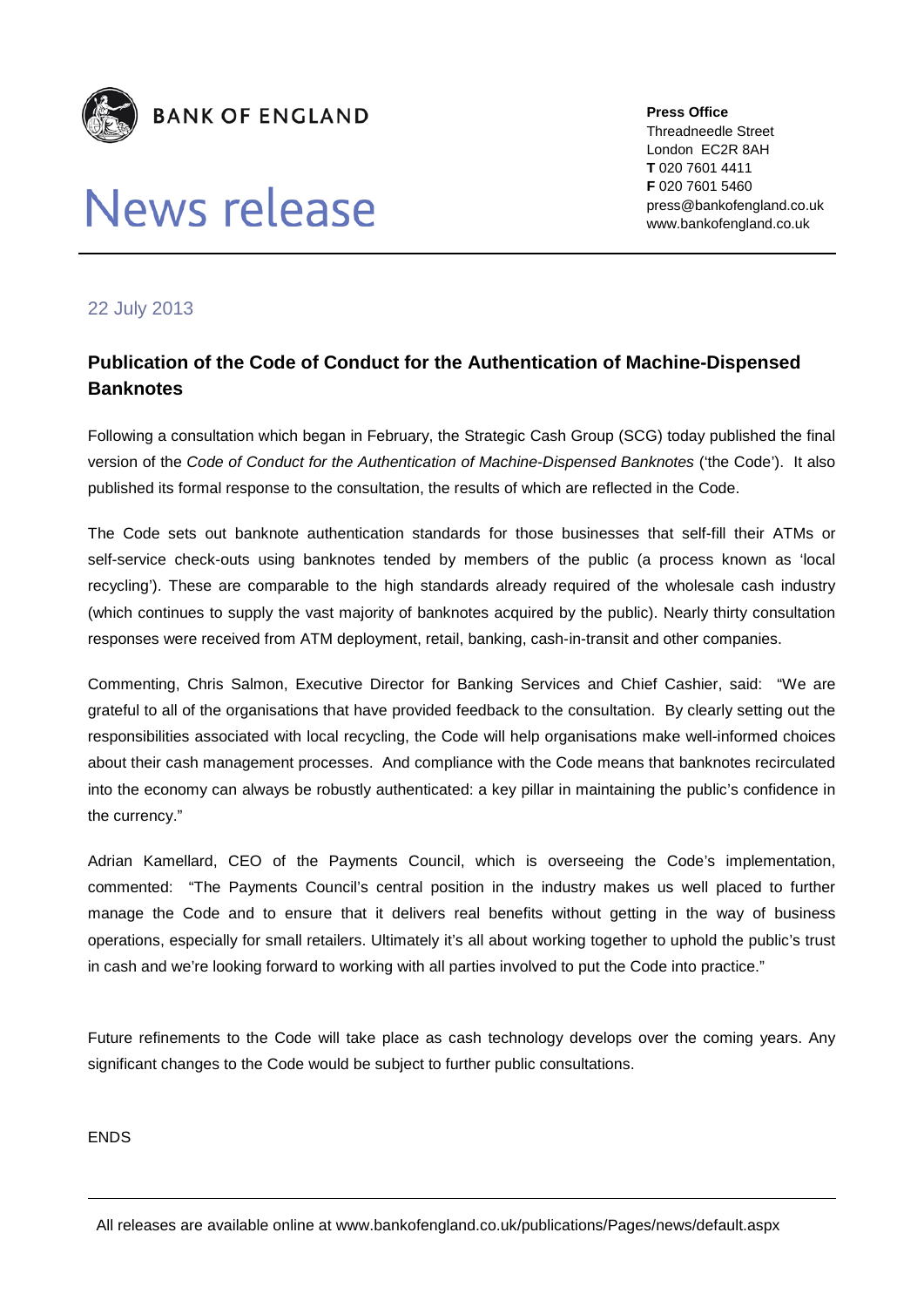**BANK OF ENGLAND**

# News release

**Press Office**
Threadneedle Street
London EC2R 8AH
**T** 020 7601 4411
**F** 020 7601 5460
press@bankofengland.co.uk
www.bankofengland.co.uk

22 July 2013

## Publication of the Code of Conduct for the Authentication of Machine-Dispensed Banknotes

Following a consultation which began in February, the Strategic Cash Group (SCG) today published the final version of the *Code of Conduct for the Authentication of Machine-Dispensed Banknotes* ('the Code'). It also published its formal response to the consultation, the results of which are reflected in the Code.

The Code sets out banknote authentication standards for those businesses that self-fill their ATMs or self-service check-outs using banknotes tended by members of the public (a process known as 'local recycling'). These are comparable to the high standards already required of the wholesale cash industry (which continues to supply the vast majority of banknotes acquired by the public). Nearly thirty consultation responses were received from ATM deployment, retail, banking, cash-in-transit and other companies.

Commenting, Chris Salmon, Executive Director for Banking Services and Chief Cashier, said: "We are grateful to all of the organisations that have provided feedback to the consultation. By clearly setting out the responsibilities associated with local recycling, the Code will help organisations make well-informed choices about their cash management processes. And compliance with the Code means that banknotes recirculated into the economy can always be robustly authenticated: a key pillar in maintaining the public's confidence in the currency."

Adrian Kamellard, CEO of the Payments Council, which is overseeing the Code's implementation, commented: "The Payments Council's central position in the industry makes us well placed to further manage the Code and to ensure that it delivers real benefits without getting in the way of business operations, especially for small retailers. Ultimately it's all about working together to uphold the public's trust in cash and we're looking forward to working with all parties involved to put the Code into practice."

Future refinements to the Code will take place as cash technology develops over the coming years. Any significant changes to the Code would be subject to further public consultations.

ENDS

All releases are available online at www.bankofengland.co.uk/publications/Pages/news/default.aspx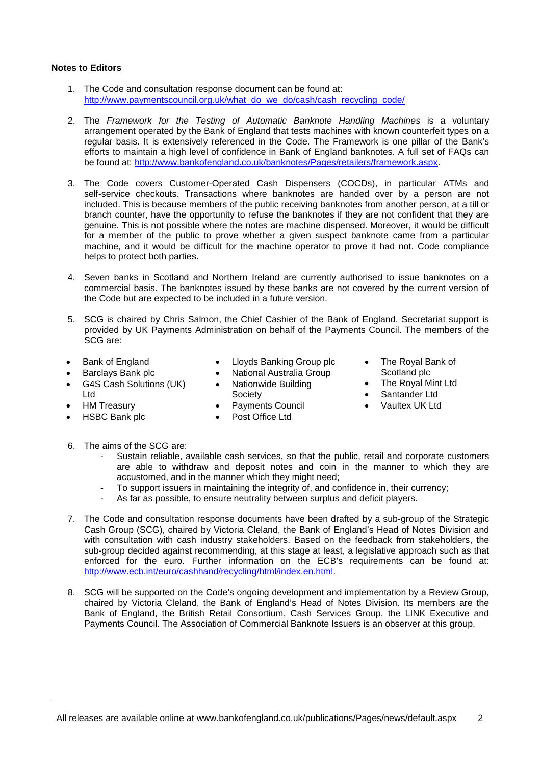**Notes to Editors**

1. The Code and consultation response document can be found at: [http://www.paymentscouncil.org.uk/what_do_we_do/cash/cash_recycling_code/](http://www.paymentscouncil.org.uk/what_do_we_do/cash/cash_recycling_code/)

2. The *Framework for the Testing of Automatic Banknote Handling Machines* is a voluntary arrangement operated by the Bank of England that tests machines with known counterfeit types on a regular basis. It is extensively referenced in the Code. The Framework is one pillar of the Bank's efforts to maintain a high level of confidence in Bank of England banknotes. A full set of FAQs can be found at: [http://www.bankofengland.co.uk/banknotes/Pages/retailers/framework.aspx](http://www.bankofengland.co.uk/banknotes/Pages/retailers/framework.aspx).

3. The Code covers Customer-Operated Cash Dispensers (COCDs), in particular ATMs and self-service checkouts. Transactions where banknotes are handed over by a person are not included. This is because members of the public receiving banknotes from another person, at a till or branch counter, have the opportunity to refuse the banknotes if they are not confident that they are genuine. This is not possible where the notes are machine dispensed. Moreover, it would be difficult for a member of the public to prove whether a given suspect banknote came from a particular machine, and it would be difficult for the machine operator to prove it had not. Code compliance helps to protect both parties.

4. Seven banks in Scotland and Northern Ireland are currently authorised to issue banknotes on a commercial basis. The banknotes issued by these banks are not covered by the current version of the Code but are expected to be included in a future version.

5. SCG is chaired by Chris Salmon, the Chief Cashier of the Bank of England. Secretariat support is provided by UK Payments Administration on behalf of the Payments Council. The members of the SCG are:

- Bank of England
- Barclays Bank plc
- G4S Cash Solutions (UK) Ltd
- HM Treasury
- HSBC Bank plc
- Lloyds Banking Group plc
- National Australia Group
- Nationwide Building Society
- Payments Council
- Post Office Ltd
- The Royal Bank of Scotland plc
- The Royal Mint Ltd
- Santander Ltd
- Vaultex UK Ltd

6. The aims of the SCG are:
   - Sustain reliable, available cash services, so that the public, retail and corporate customers are able to withdraw and deposit notes and coin in the manner to which they are accustomed, and in the manner which they might need;
   - To support issuers in maintaining the integrity of, and confidence in, their currency;
   - As far as possible, to ensure neutrality between surplus and deficit players.

7. The Code and consultation response documents have been drafted by a sub-group of the Strategic Cash Group (SCG), chaired by Victoria Cleland, the Bank of England's Head of Notes Division and with consultation with cash industry stakeholders. Based on the feedback from stakeholders, the sub-group decided against recommending, at this stage at least, a legislative approach such as that enforced for the euro. Further information on the ECB's requirements can be found at: [http://www.ecb.int/euro/cashhand/recycling/html/index.en.html](http://www.ecb.int/euro/cashhand/recycling/html/index.en.html).

8. SCG will be supported on the Code's ongoing development and implementation by a Review Group, chaired by Victoria Cleland, the Bank of England's Head of Notes Division. Its members are the Bank of England, the British Retail Consortium, Cash Services Group, the LINK Executive and Payments Council. The Association of Commercial Banknote Issuers is an observer at this group.